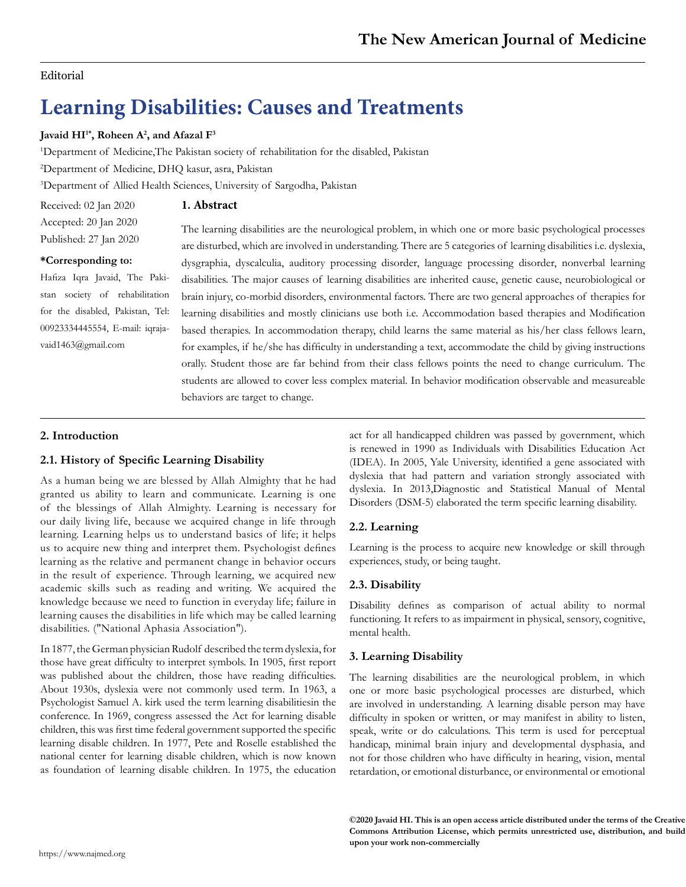Editorial

# Learning Disabilities: Causes and Treatments

**Javaid HI[1*], Roheen A[2], and Afazal F[3]**

[1]Department of Medicine,The Pakistan society of rehabilitation for the disabled, Pakistan

[2]Department of Medicine, DHQ kasur, asra, Pakistan

[3]Department of Allied Health Sciences, University of Sargodha, Pakistan

Received: 02 Jan 2020
Accepted: 20 Jan 2020
Published: 27 Jan 2020

**\*Corresponding to:**
Hafiza Iqra Javaid, The Pakistan society of rehabilitation for the disabled, Pakistan, Tel: 00923334445554, E-mail: iqrajavaid1463@gmail.com

## 1. Abstract

The learning disabilities are the neurological problem, in which one or more basic psychological processes are disturbed, which are involved in understanding. There are 5 categories of learning disabilities i.e. dyslexia, dysgraphia, dyscalculia, auditory processing disorder, language processing disorder, nonverbal learning disabilities. The major causes of learning disabilities are inherited cause, genetic cause, neurobiological or brain injury, co-morbid disorders, environmental factors. There are two general approaches of therapies for learning disabilities and mostly clinicians use both i.e. Accommodation based therapies and Modification based therapies. In accommodation therapy, child learns the same material as his/her class fellows learn, for examples, if he/she has difficulty in understanding a text, accommodate the child by giving instructions orally. Student those are far behind from their class fellows points the need to change curriculum. The students are allowed to cover less complex material. In behavior modification observable and measureable behaviors are target to change.

## 2. Introduction

### 2.1. History of Specific Learning Disability

As a human being we are blessed by Allah Almighty that he had granted us ability to learn and communicate. Learning is one of the blessings of Allah Almighty. Learning is necessary for our daily living life, because we acquired change in life through learning. Learning helps us to understand basics of life; it helps us to acquire new thing and interpret them. Psychologist defines learning as the relative and permanent change in behavior occurs in the result of experience. Through learning, we acquired new academic skills such as reading and writing. We acquired the knowledge because we need to function in everyday life; failure in learning causes the disabilities in life which may be called learning disabilities. ("National Aphasia Association").

In 1877, the German physician Rudolf described the term dyslexia, for those have great difficulty to interpret symbols. In 1905, first report was published about the children, those have reading difficulties. About 1930s, dyslexia were not commonly used term. In 1963, a Psychologist Samuel A. kirk used the term learning disabilitiesin the conference. In 1969, congress assessed the Act for learning disable children, this was first time federal government supported the specific learning disable children. In 1977, Pete and Roselle established the national center for learning disable children, which is now known as foundation of learning disable children. In 1975, the education act for all handicapped children was passed by government, which is renewed in 1990 as Individuals with Disabilities Education Act (IDEA). In 2005, Yale University, identified a gene associated with dyslexia that had pattern and variation strongly associated with dyslexia. In 2013,Diagnostic and Statistical Manual of Mental Disorders (DSM-5) elaborated the term specific learning disability.

### 2.2. Learning

Learning is the process to acquire new knowledge or skill through experiences, study, or being taught.

### 2.3. Disability

Disability defines as comparison of actual ability to normal functioning. It refers to as impairment in physical, sensory, cognitive, mental health.

## 3. Learning Disability

The learning disabilities are the neurological problem, in which one or more basic psychological processes are disturbed, which are involved in understanding. A learning disable person may have difficulty in spoken or written, or may manifest in ability to listen, speak, write or do calculations. This term is used for perceptual handicap, minimal brain injury and developmental dysphasia, and not for those children who have difficulty in hearing, vision, mental retardation, or emotional disturbance, or environmental or emotional

**©2020 Javaid HI. This is an open access article distributed under the terms of the Creative Commons Attribution License, which permits unrestricted use, distribution, and build upon your work non-commercially**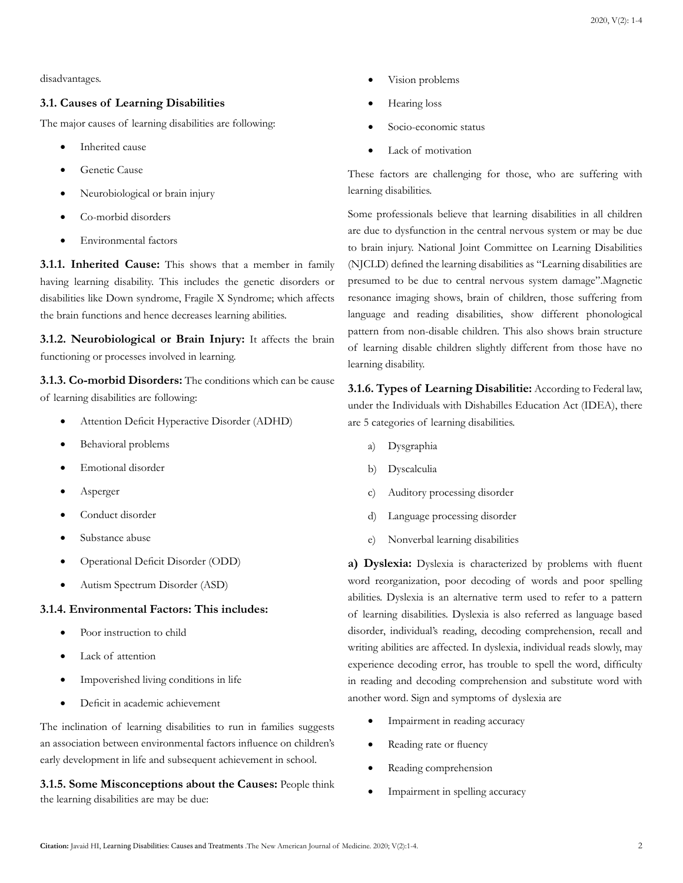disadvantages.

### 3.1. Causes of Learning Disabilities

The major causes of learning disabilities are following:

- Inherited cause
- Genetic Cause
- Neurobiological or brain injury
- Co-morbid disorders
- Environmental factors

**3.1.1. Inherited Cause:** This shows that a member in family having learning disability. This includes the genetic disorders or disabilities like Down syndrome, Fragile X Syndrome; which affects the brain functions and hence decreases learning abilities.

**3.1.2. Neurobiological or Brain Injury:** It affects the brain functioning or processes involved in learning.

**3.1.3. Co-morbid Disorders:** The conditions which can be cause of learning disabilities are following:

- Attention Deficit Hyperactive Disorder (ADHD)
- Behavioral problems
- Emotional disorder
- Asperger
- Conduct disorder
- Substance abuse
- Operational Deficit Disorder (ODD)
- Autism Spectrum Disorder (ASD)

**3.1.4. Environmental Factors: This includes:**

- Poor instruction to child
- Lack of attention
- Impoverished living conditions in life
- Deficit in academic achievement

The inclination of learning disabilities to run in families suggests an association between environmental factors influence on children's early development in life and subsequent achievement in school.

**3.1.5. Some Misconceptions about the Causes:** People think the learning disabilities are may be due:

- Vision problems
- Hearing loss
- Socio-economic status
- Lack of motivation

These factors are challenging for those, who are suffering with learning disabilities.

Some professionals believe that learning disabilities in all children are due to dysfunction in the central nervous system or may be due to brain injury. National Joint Committee on Learning Disabilities (NJCLD) defined the learning disabilities as "Learning disabilities are presumed to be due to central nervous system damage".Magnetic resonance imaging shows, brain of children, those suffering from language and reading disabilities, show different phonological pattern from non-disable children. This also shows brain structure of learning disable children slightly different from those have no learning disability.

**3.1.6. Types of Learning Disabilitie:** According to Federal law, under the Individuals with Dishabilles Education Act (IDEA), there are 5 categories of learning disabilities.

a) Dysgraphia

b) Dyscalculia

c) Auditory processing disorder

d) Language processing disorder

e) Nonverbal learning disabilities

**a) Dyslexia:** Dyslexia is characterized by problems with fluent word reorganization, poor decoding of words and poor spelling abilities. Dyslexia is an alternative term used to refer to a pattern of learning disabilities. Dyslexia is also referred as language based disorder, individual's reading, decoding comprehension, recall and writing abilities are affected. In dyslexia, individual reads slowly, may experience decoding error, has trouble to spell the word, difficulty in reading and decoding comprehension and substitute word with another word. Sign and symptoms of dyslexia are

- Impairment in reading accuracy
- Reading rate or fluency
- Reading comprehension
- Impairment in spelling accuracy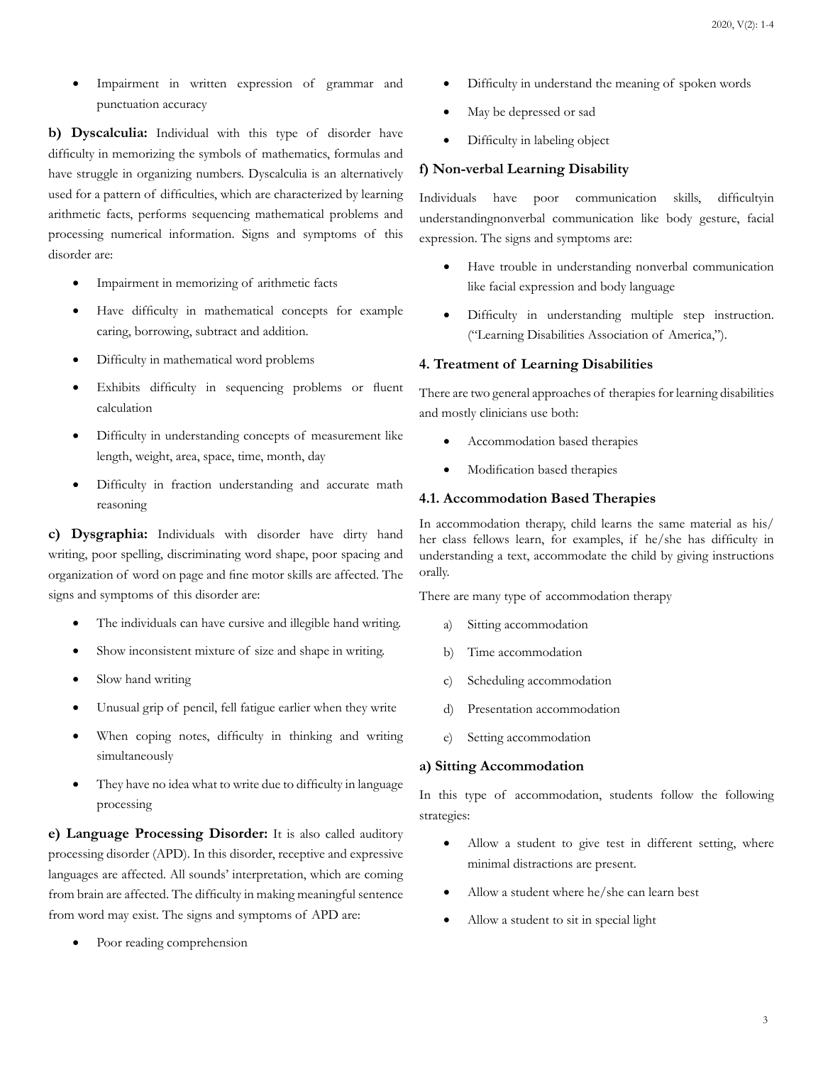- Impairment in written expression of grammar and punctuation accuracy

**b) Dyscalculia:** Individual with this type of disorder have difficulty in memorizing the symbols of mathematics, formulas and have struggle in organizing numbers. Dyscalculia is an alternatively used for a pattern of difficulties, which are characterized by learning arithmetic facts, performs sequencing mathematical problems and processing numerical information. Signs and symptoms of this disorder are:

- Impairment in memorizing of arithmetic facts
- Have difficulty in mathematical concepts for example caring, borrowing, subtract and addition.
- Difficulty in mathematical word problems
- Exhibits difficulty in sequencing problems or fluent calculation
- Difficulty in understanding concepts of measurement like length, weight, area, space, time, month, day
- Difficulty in fraction understanding and accurate math reasoning

**c) Dysgraphia:** Individuals with disorder have dirty hand writing, poor spelling, discriminating word shape, poor spacing and organization of word on page and fine motor skills are affected. The signs and symptoms of this disorder are:

- The individuals can have cursive and illegible hand writing.
- Show inconsistent mixture of size and shape in writing.
- Slow hand writing
- Unusual grip of pencil, fell fatigue earlier when they write
- When coping notes, difficulty in thinking and writing simultaneously
- They have no idea what to write due to difficulty in language processing

**e) Language Processing Disorder:** It is also called auditory processing disorder (APD). In this disorder, receptive and expressive languages are affected. All sounds' interpretation, which are coming from brain are affected. The difficulty in making meaningful sentence from word may exist. The signs and symptoms of APD are:

- Poor reading comprehension
- Difficulty in understand the meaning of spoken words
- May be depressed or sad
- Difficulty in labeling object

### f) Non-verbal Learning Disability

Individuals have poor communication skills, difficultyin understandingnonverbal communication like body gesture, facial expression. The signs and symptoms are:

- Have trouble in understanding nonverbal communication like facial expression and body language
- Difficulty in understanding multiple step instruction. ("Learning Disabilities Association of America,").

## 4. Treatment of Learning Disabilities

There are two general approaches of therapies for learning disabilities and mostly clinicians use both:

- Accommodation based therapies
- Modification based therapies

### 4.1. Accommodation Based Therapies

In accommodation therapy, child learns the same material as his/her class fellows learn, for examples, if he/she has difficulty in understanding a text, accommodate the child by giving instructions orally.

There are many type of accommodation therapy

a) Sitting accommodation
b) Time accommodation
c) Scheduling accommodation
d) Presentation accommodation
e) Setting accommodation

### a) Sitting Accommodation

In this type of accommodation, students follow the following strategies:

- Allow a student to give test in different setting, where minimal distractions are present.
- Allow a student where he/she can learn best
- Allow a student to sit in special light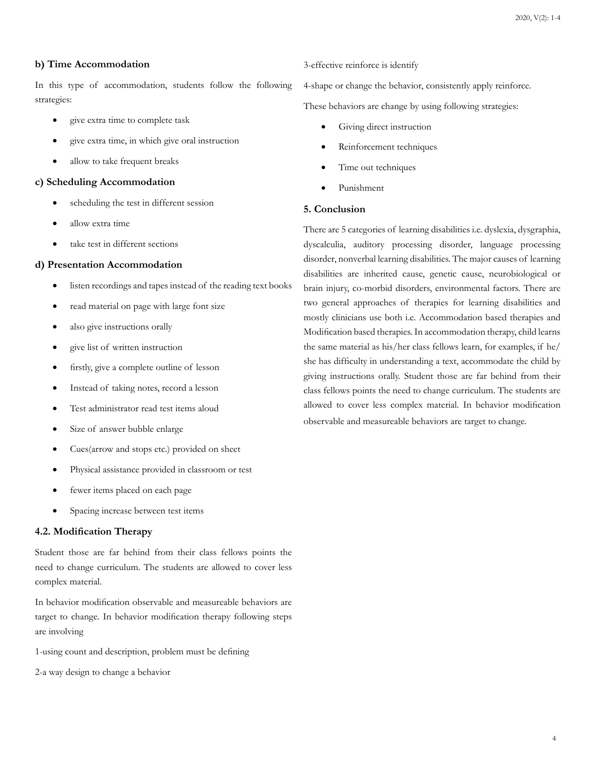### b) Time Accommodation

In this type of accommodation, students follow the following strategies:

- give extra time to complete task
- give extra time, in which give oral instruction
- allow to take frequent breaks

### c) Scheduling Accommodation

- scheduling the test in different session
- allow extra time
- take test in different sections

### d) Presentation Accommodation

- listen recordings and tapes instead of the reading text books
- read material on page with large font size
- also give instructions orally
- give list of written instruction
- firstly, give a complete outline of lesson
- Instead of taking notes, record a lesson
- Test administrator read test items aloud
- Size of answer bubble enlarge
- Cues(arrow and stops etc.) provided on sheet
- Physical assistance provided in classroom or test
- fewer items placed on each page
- Spacing increase between test items

### 4.2. Modification Therapy

Student those are far behind from their class fellows points the need to change curriculum. The students are allowed to cover less complex material.

In behavior modification observable and measureable behaviors are target to change. In behavior modification therapy following steps are involving

1-using count and description, problem must be defining

2-a way design to change a behavior

3-effective reinforce is identify

4-shape or change the behavior, consistently apply reinforce.

These behaviors are change by using following strategies:

- Giving direct instruction
- Reinforcement techniques
- Time out techniques
- Punishment

## 5. Conclusion

There are 5 categories of learning disabilities i.e. dyslexia, dysgraphia, dyscalculia, auditory processing disorder, language processing disorder, nonverbal learning disabilities. The major causes of learning disabilities are inherited cause, genetic cause, neurobiological or brain injury, co-morbid disorders, environmental factors. There are two general approaches of therapies for learning disabilities and mostly clinicians use both i.e. Accommodation based therapies and Modification based therapies. In accommodation therapy, child learns the same material as his/her class fellows learn, for examples, if he/she has difficulty in understanding a text, accommodate the child by giving instructions orally. Student those are far behind from their class fellows points the need to change curriculum. The students are allowed to cover less complex material. In behavior modification observable and measureable behaviors are target to change.